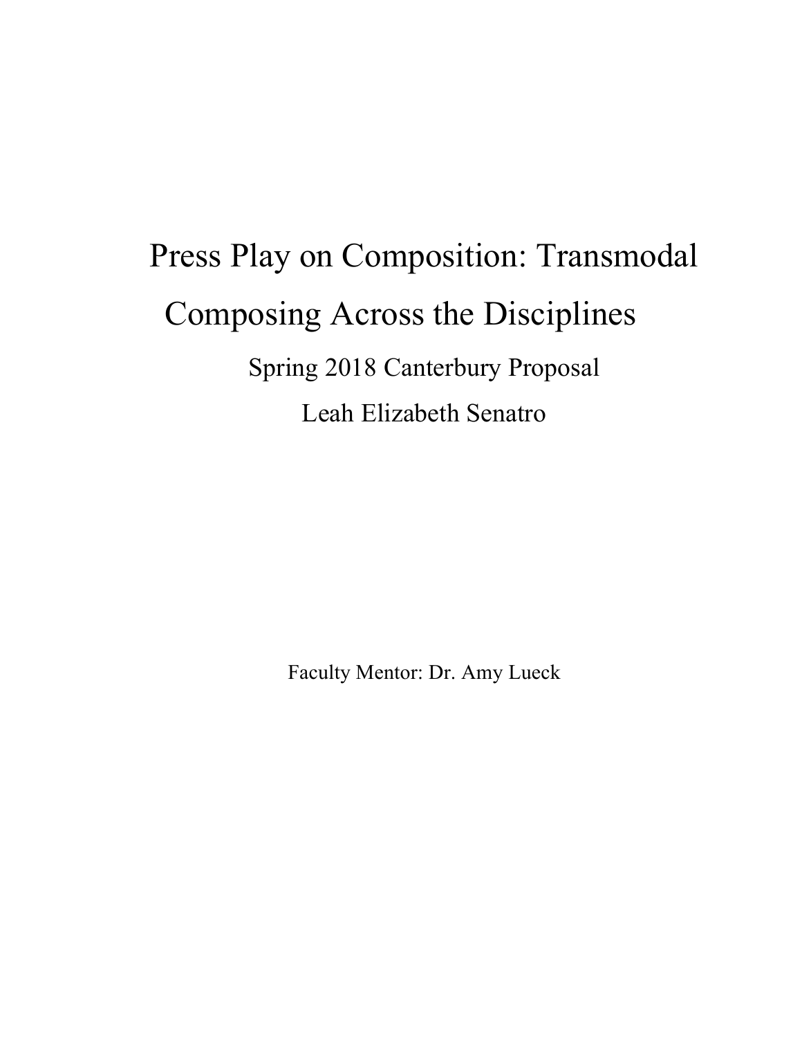# Press Play on Composition: Transmodal Composing Across the Disciplines

Spring 2018 Canterbury Proposal

Leah Elizabeth Senatro

Faculty Mentor: Dr. Amy Lueck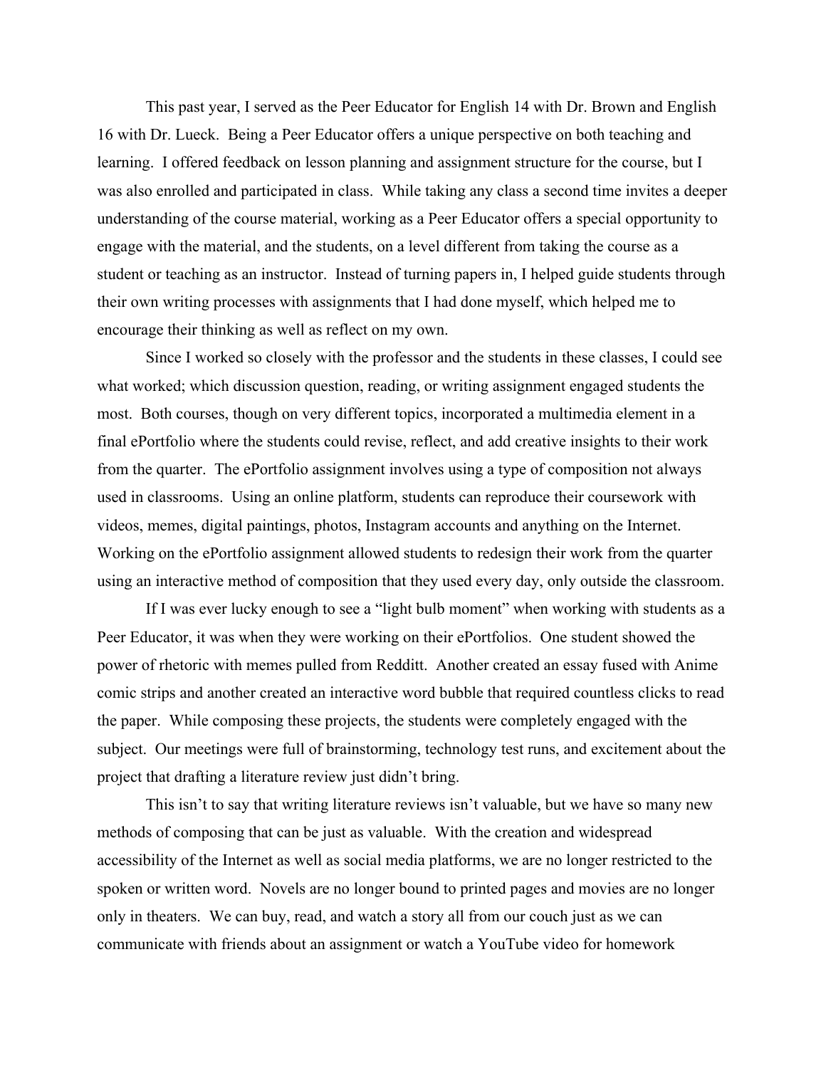This past year, I served as the Peer Educator for English 14 with Dr. Brown and English 16 with Dr. Lueck. Being a Peer Educator offers a unique perspective on both teaching and learning. I offered feedback on lesson planning and assignment structure for the course, but I was also enrolled and participated in class. While taking any class a second time invites a deeper understanding of the course material, working as a Peer Educator offers a special opportunity to engage with the material, and the students, on a level different from taking the course as a student or teaching as an instructor. Instead of turning papers in, I helped guide students through their own writing processes with assignments that I had done myself, which helped me to encourage their thinking as well as reflect on my own.

Since I worked so closely with the professor and the students in these classes, I could see what worked; which discussion question, reading, or writing assignment engaged students the most. Both courses, though on very different topics, incorporated a multimedia element in a final ePortfolio where the students could revise, reflect, and add creative insights to their work from the quarter. The ePortfolio assignment involves using a type of composition not always used in classrooms. Using an online platform, students can reproduce their coursework with videos, memes, digital paintings, photos, Instagram accounts and anything on the Internet. Working on the ePortfolio assignment allowed students to redesign their work from the quarter using an interactive method of composition that they used every day, only outside the classroom.

If I was ever lucky enough to see a "light bulb moment" when working with students as a Peer Educator, it was when they were working on their ePortfolios. One student showed the power of rhetoric with memes pulled from Redditt. Another created an essay fused with Anime comic strips and another created an interactive word bubble that required countless clicks to read the paper. While composing these projects, the students were completely engaged with the subject. Our meetings were full of brainstorming, technology test runs, and excitement about the project that drafting a literature review just didn't bring.

This isn't to say that writing literature reviews isn't valuable, but we have so many new methods of composing that can be just as valuable. With the creation and widespread accessibility of the Internet as well as social media platforms, we are no longer restricted to the spoken or written word. Novels are no longer bound to printed pages and movies are no longer only in theaters. We can buy, read, and watch a story all from our couch just as we can communicate with friends about an assignment or watch a YouTube video for homework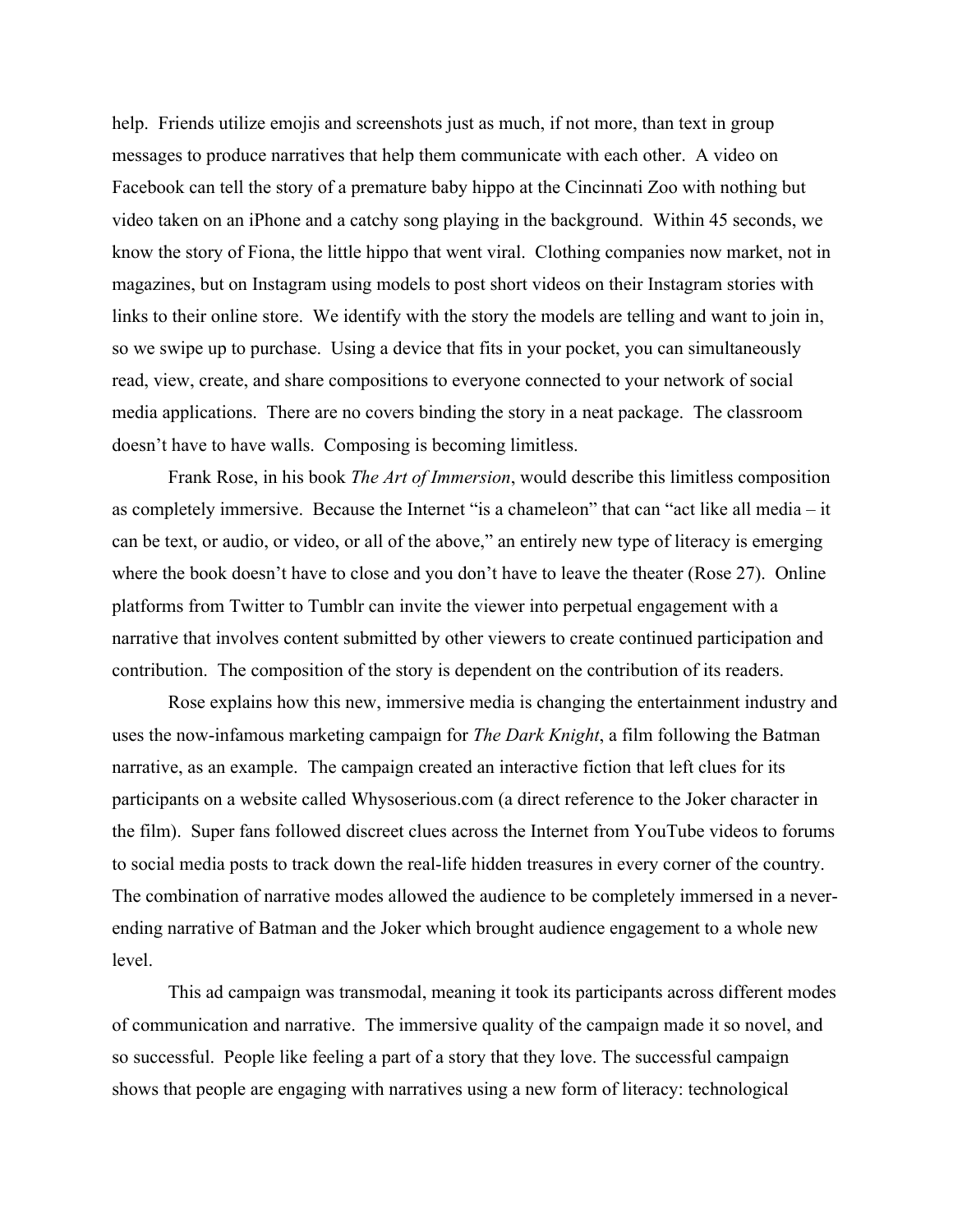help. Friends utilize emojis and screenshots just as much, if not more, than text in group messages to produce narratives that help them communicate with each other. A video on Facebook can tell the story of a premature baby hippo at the Cincinnati Zoo with nothing but video taken on an iPhone and a catchy song playing in the background. Within 45 seconds, we know the story of Fiona, the little hippo that went viral. Clothing companies now market, not in magazines, but on Instagram using models to post short videos on their Instagram stories with links to their online store. We identify with the story the models are telling and want to join in, so we swipe up to purchase. Using a device that fits in your pocket, you can simultaneously read, view, create, and share compositions to everyone connected to your network of social media applications. There are no covers binding the story in a neat package. The classroom doesn't have to have walls. Composing is becoming limitless.

Frank Rose, in his book *The Art of Immersion*, would describe this limitless composition as completely immersive. Because the Internet "is a chameleon" that can "act like all media – it can be text, or audio, or video, or all of the above," an entirely new type of literacy is emerging where the book doesn't have to close and you don't have to leave the theater (Rose 27). Online platforms from Twitter to Tumblr can invite the viewer into perpetual engagement with a narrative that involves content submitted by other viewers to create continued participation and contribution. The composition of the story is dependent on the contribution of its readers.

Rose explains how this new, immersive media is changing the entertainment industry and uses the now-infamous marketing campaign for *The Dark Knight*, a film following the Batman narrative, as an example. The campaign created an interactive fiction that left clues for its participants on a website called Whysoserious.com (a direct reference to the Joker character in the film). Super fans followed discreet clues across the Internet from YouTube videos to forums to social media posts to track down the real-life hidden treasures in every corner of the country. The combination of narrative modes allowed the audience to be completely immersed in a never-ending narrative of Batman and the Joker which brought audience engagement to a whole new level.

This ad campaign was transmodal, meaning it took its participants across different modes of communication and narrative. The immersive quality of the campaign made it so novel, and so successful. People like feeling a part of a story that they love. The successful campaign shows that people are engaging with narratives using a new form of literacy: technological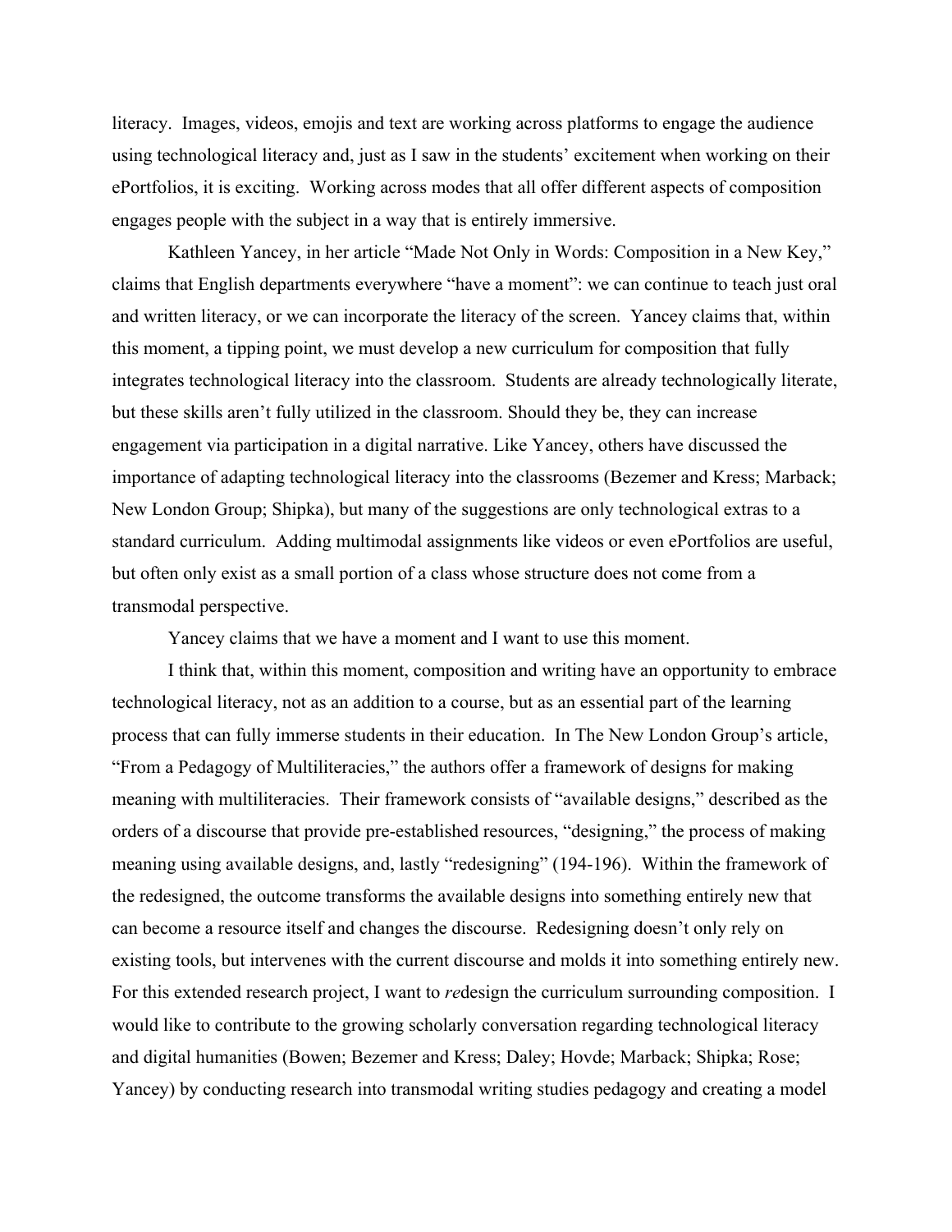literacy. Images, videos, emojis and text are working across platforms to engage the audience using technological literacy and, just as I saw in the students' excitement when working on their ePortfolios, it is exciting. Working across modes that all offer different aspects of composition engages people with the subject in a way that is entirely immersive.

Kathleen Yancey, in her article "Made Not Only in Words: Composition in a New Key," claims that English departments everywhere "have a moment": we can continue to teach just oral and written literacy, or we can incorporate the literacy of the screen. Yancey claims that, within this moment, a tipping point, we must develop a new curriculum for composition that fully integrates technological literacy into the classroom. Students are already technologically literate, but these skills aren't fully utilized in the classroom. Should they be, they can increase engagement via participation in a digital narrative. Like Yancey, others have discussed the importance of adapting technological literacy into the classrooms (Bezemer and Kress; Marback; New London Group; Shipka), but many of the suggestions are only technological extras to a standard curriculum. Adding multimodal assignments like videos or even ePortfolios are useful, but often only exist as a small portion of a class whose structure does not come from a transmodal perspective.

Yancey claims that we have a moment and I want to use this moment.

I think that, within this moment, composition and writing have an opportunity to embrace technological literacy, not as an addition to a course, but as an essential part of the learning process that can fully immerse students in their education. In The New London Group's article, "From a Pedagogy of Multiliteracies," the authors offer a framework of designs for making meaning with multiliteracies. Their framework consists of "available designs," described as the orders of a discourse that provide pre-established resources, "designing," the process of making meaning using available designs, and, lastly "redesigning" (194-196). Within the framework of the redesigned, the outcome transforms the available designs into something entirely new that can become a resource itself and changes the discourse. Redesigning doesn't only rely on existing tools, but intervenes with the current discourse and molds it into something entirely new. For this extended research project, I want to *re*design the curriculum surrounding composition. I would like to contribute to the growing scholarly conversation regarding technological literacy and digital humanities (Bowen; Bezemer and Kress; Daley; Hovde; Marback; Shipka; Rose; Yancey) by conducting research into transmodal writing studies pedagogy and creating a model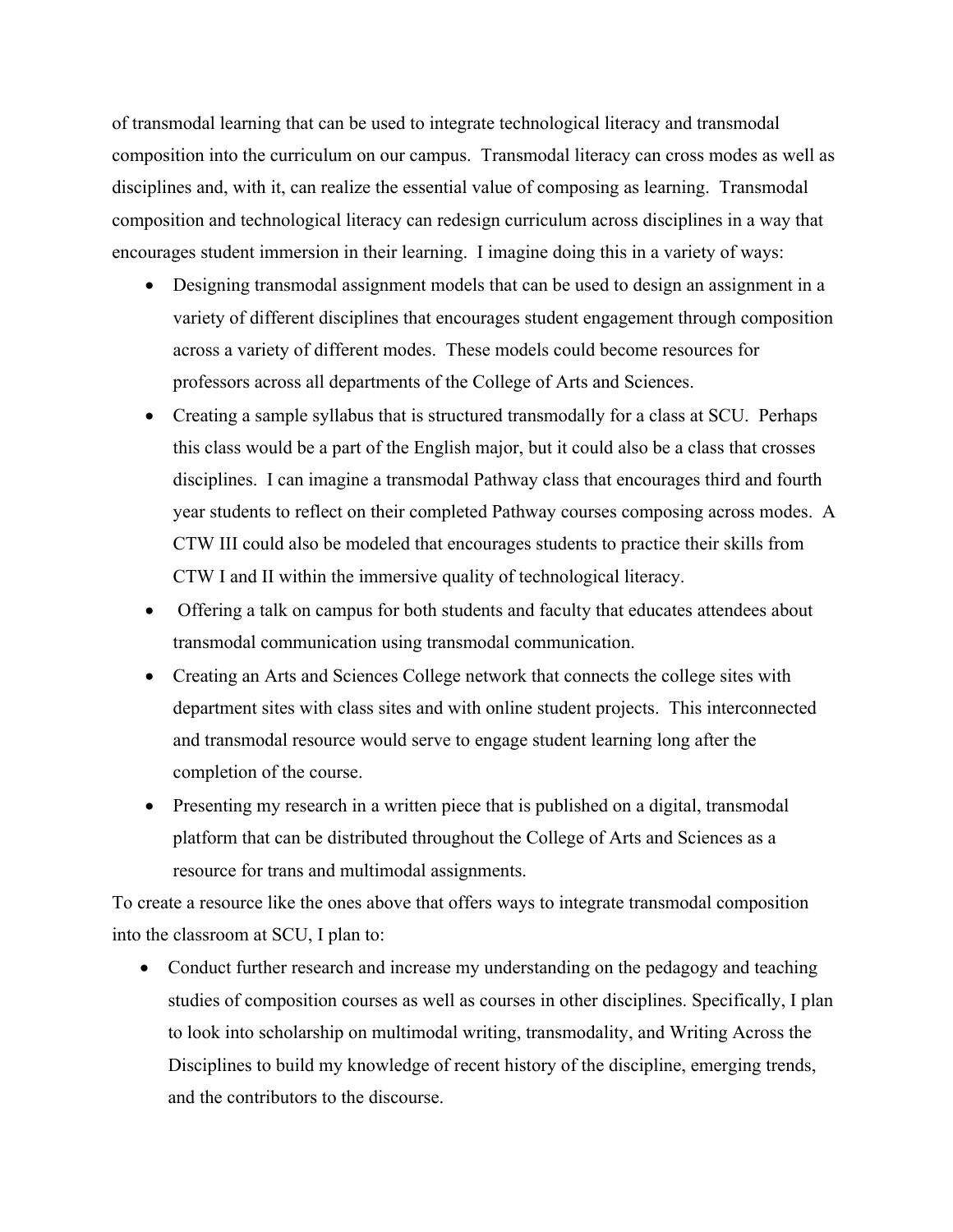of transmodal learning that can be used to integrate technological literacy and transmodal composition into the curriculum on our campus. Transmodal literacy can cross modes as well as disciplines and, with it, can realize the essential value of composing as learning. Transmodal composition and technological literacy can redesign curriculum across disciplines in a way that encourages student immersion in their learning. I imagine doing this in a variety of ways:

- Designing transmodal assignment models that can be used to design an assignment in a variety of different disciplines that encourages student engagement through composition across a variety of different modes. These models could become resources for professors across all departments of the College of Arts and Sciences.
- Creating a sample syllabus that is structured transmodally for a class at SCU. Perhaps this class would be a part of the English major, but it could also be a class that crosses disciplines. I can imagine a transmodal Pathway class that encourages third and fourth year students to reflect on their completed Pathway courses composing across modes. A CTW III could also be modeled that encourages students to practice their skills from CTW I and II within the immersive quality of technological literacy.
- Offering a talk on campus for both students and faculty that educates attendees about transmodal communication using transmodal communication.
- Creating an Arts and Sciences College network that connects the college sites with department sites with class sites and with online student projects. This interconnected and transmodal resource would serve to engage student learning long after the completion of the course.
- Presenting my research in a written piece that is published on a digital, transmodal platform that can be distributed throughout the College of Arts and Sciences as a resource for trans and multimodal assignments.

To create a resource like the ones above that offers ways to integrate transmodal composition into the classroom at SCU, I plan to:

- Conduct further research and increase my understanding on the pedagogy and teaching studies of composition courses as well as courses in other disciplines. Specifically, I plan to look into scholarship on multimodal writing, transmodality, and Writing Across the Disciplines to build my knowledge of recent history of the discipline, emerging trends, and the contributors to the discourse.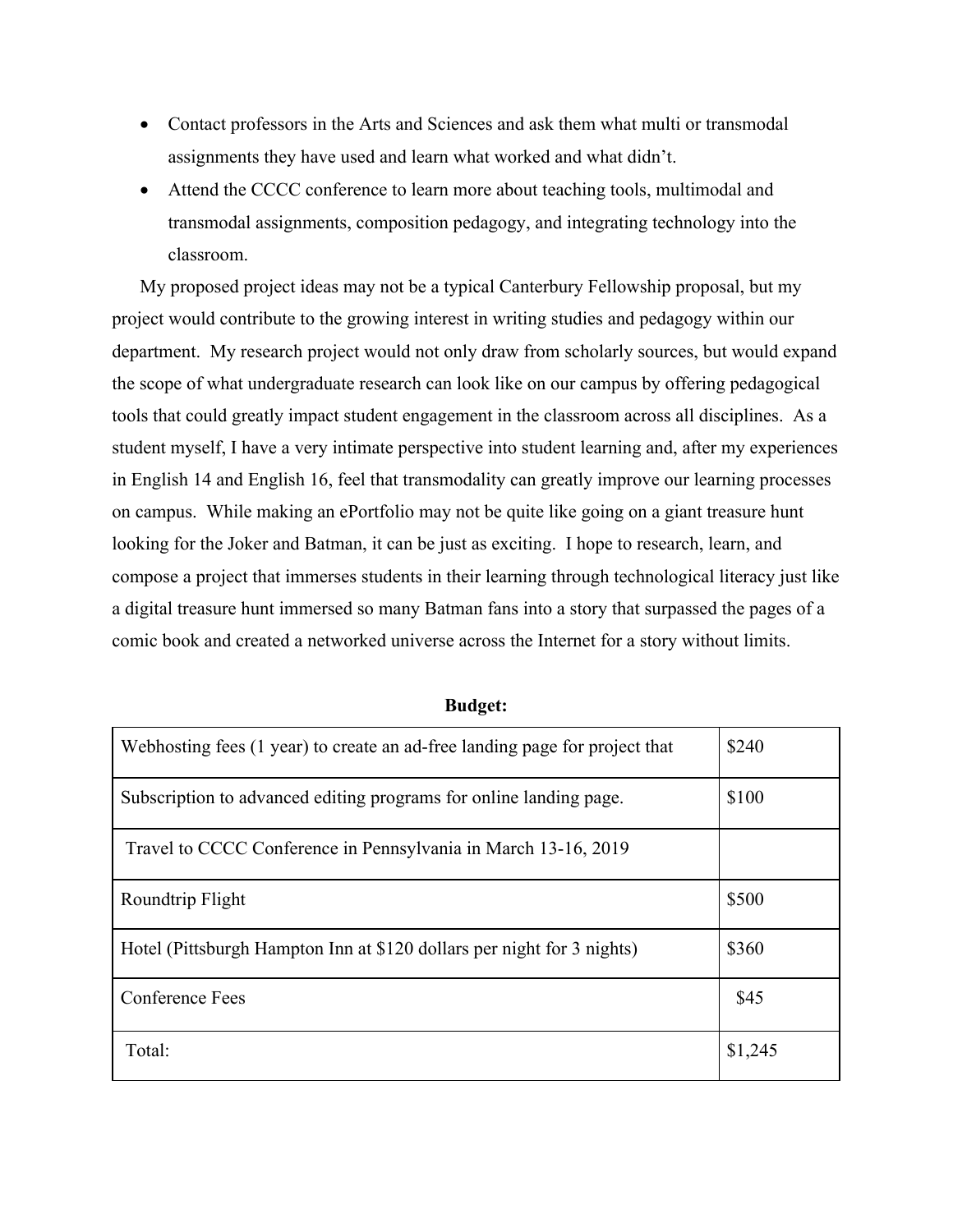- Contact professors in the Arts and Sciences and ask them what multi or transmodal assignments they have used and learn what worked and what didn't.
- Attend the CCCC conference to learn more about teaching tools, multimodal and transmodal assignments, composition pedagogy, and integrating technology into the classroom.

My proposed project ideas may not be a typical Canterbury Fellowship proposal, but my project would contribute to the growing interest in writing studies and pedagogy within our department. My research project would not only draw from scholarly sources, but would expand the scope of what undergraduate research can look like on our campus by offering pedagogical tools that could greatly impact student engagement in the classroom across all disciplines. As a student myself, I have a very intimate perspective into student learning and, after my experiences in English 14 and English 16, feel that transmodality can greatly improve our learning processes on campus. While making an ePortfolio may not be quite like going on a giant treasure hunt looking for the Joker and Batman, it can be just as exciting. I hope to research, learn, and compose a project that immerses students in their learning through technological literacy just like a digital treasure hunt immersed so many Batman fans into a story that surpassed the pages of a comic book and created a networked universe across the Internet for a story without limits.

**Budget:**

| | |
|---|---|
| Webhosting fees (1 year) to create an ad-free landing page for project that | $240 |
| Subscription to advanced editing programs for online landing page. | $100 |
| Travel to CCCC Conference in Pennsylvania in March 13-16, 2019 | |
| Roundtrip Flight | $500 |
| Hotel (Pittsburgh Hampton Inn at $120 dollars per night for 3 nights) | $360 |
| Conference Fees | $45 |
| Total: | $1,245 |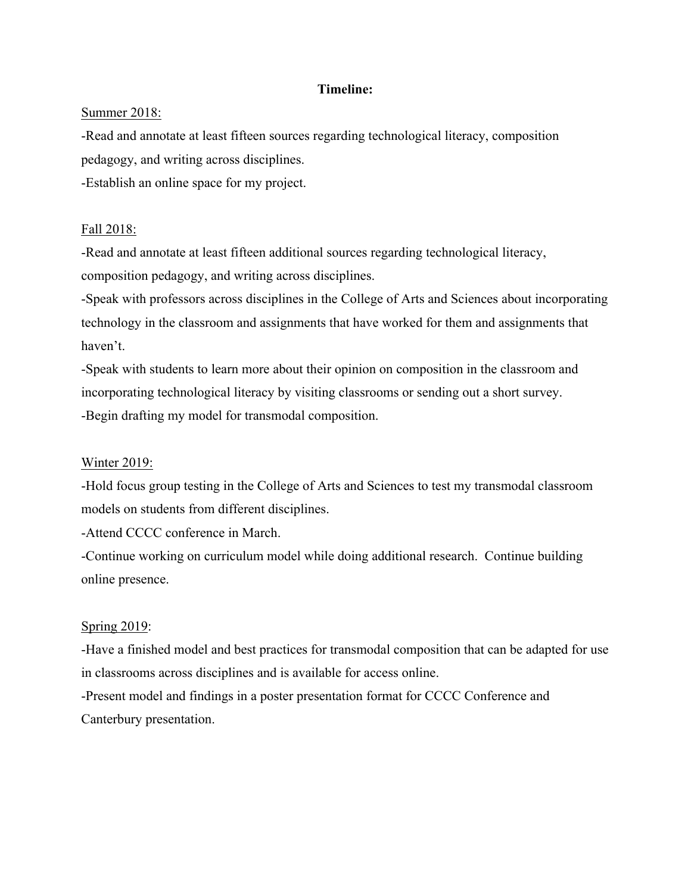**Timeline:**

<u>Summer 2018:</u>

-Read and annotate at least fifteen sources regarding technological literacy, composition pedagogy, and writing across disciplines.

-Establish an online space for my project.

<u>Fall 2018:</u>

-Read and annotate at least fifteen additional sources regarding technological literacy, composition pedagogy, and writing across disciplines.

-Speak with professors across disciplines in the College of Arts and Sciences about incorporating technology in the classroom and assignments that have worked for them and assignments that haven't.

-Speak with students to learn more about their opinion on composition in the classroom and incorporating technological literacy by visiting classrooms or sending out a short survey.

-Begin drafting my model for transmodal composition.

<u>Winter 2019:</u>

-Hold focus group testing in the College of Arts and Sciences to test my transmodal classroom models on students from different disciplines.

-Attend CCCC conference in March.

-Continue working on curriculum model while doing additional research. Continue building online presence.

<u>Spring 2019</u>:

-Have a finished model and best practices for transmodal composition that can be adapted for use in classrooms across disciplines and is available for access online.

-Present model and findings in a poster presentation format for CCCC Conference and Canterbury presentation.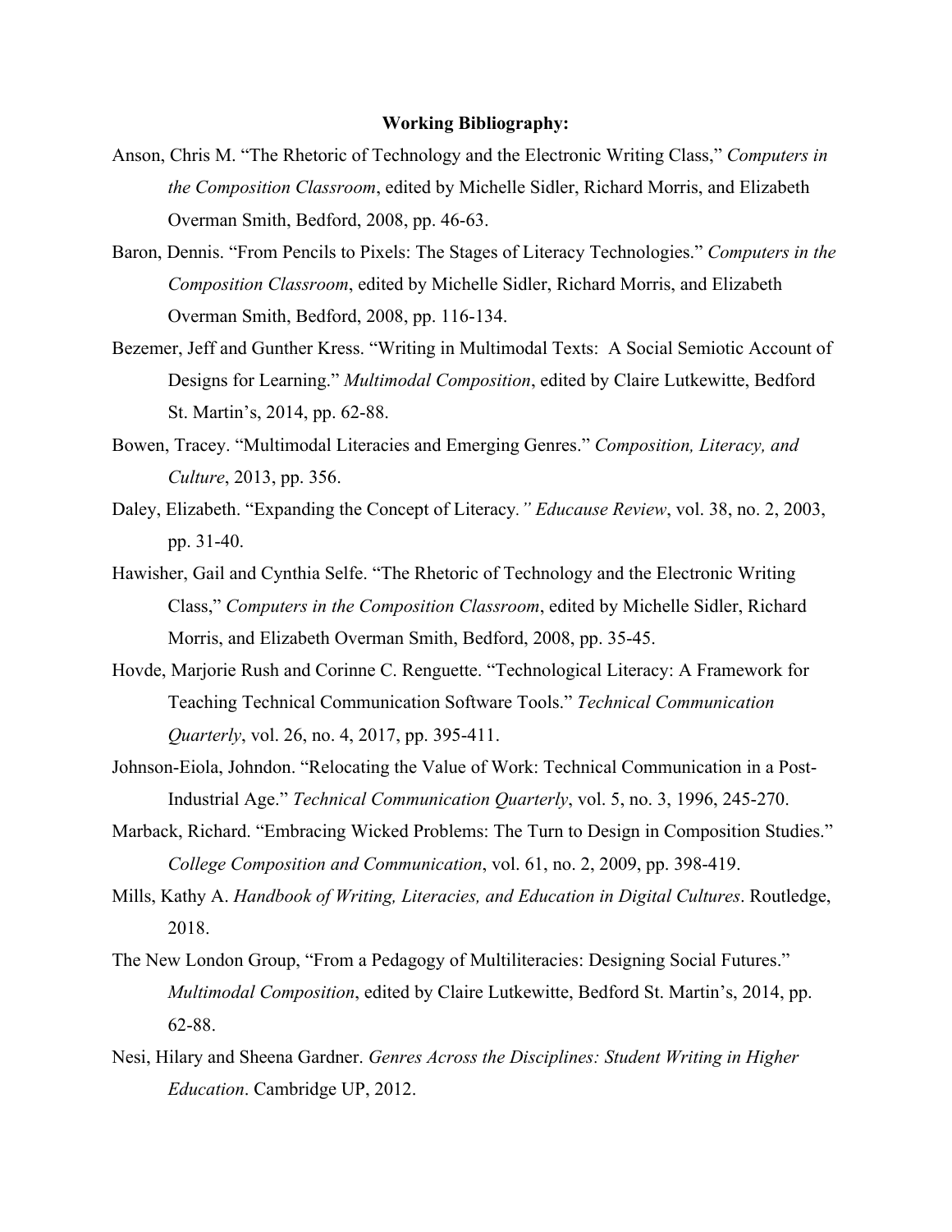**Working Bibliography:**

Anson, Chris M. "The Rhetoric of Technology and the Electronic Writing Class," *Computers in the Composition Classroom*, edited by Michelle Sidler, Richard Morris, and Elizabeth Overman Smith, Bedford, 2008, pp. 46-63.

Baron, Dennis. "From Pencils to Pixels: The Stages of Literacy Technologies." *Computers in the Composition Classroom*, edited by Michelle Sidler, Richard Morris, and Elizabeth Overman Smith, Bedford, 2008, pp. 116-134.

Bezemer, Jeff and Gunther Kress. "Writing in Multimodal Texts: A Social Semiotic Account of Designs for Learning." *Multimodal Composition*, edited by Claire Lutkewitte, Bedford St. Martin's, 2014, pp. 62-88.

Bowen, Tracey. "Multimodal Literacies and Emerging Genres." *Composition, Literacy, and Culture*, 2013, pp. 356.

Daley, Elizabeth. "Expanding the Concept of Literacy*." Educause Review*, vol. 38, no. 2, 2003, pp. 31-40.

Hawisher, Gail and Cynthia Selfe. "The Rhetoric of Technology and the Electronic Writing Class," *Computers in the Composition Classroom*, edited by Michelle Sidler, Richard Morris, and Elizabeth Overman Smith, Bedford, 2008, pp. 35-45.

Hovde, Marjorie Rush and Corinne C. Renguette. "Technological Literacy: A Framework for Teaching Technical Communication Software Tools." *Technical Communication Quarterly*, vol. 26, no. 4, 2017, pp. 395-411.

Johnson-Eiola, Johndon. "Relocating the Value of Work: Technical Communication in a Post-Industrial Age." *Technical Communication Quarterly*, vol. 5, no. 3, 1996, 245-270.

Marback, Richard. "Embracing Wicked Problems: The Turn to Design in Composition Studies." *College Composition and Communication*, vol. 61, no. 2, 2009, pp. 398-419.

Mills, Kathy A. *Handbook of Writing, Literacies, and Education in Digital Cultures*. Routledge, 2018.

The New London Group, "From a Pedagogy of Multiliteracies: Designing Social Futures." *Multimodal Composition*, edited by Claire Lutkewitte, Bedford St. Martin's, 2014, pp. 62-88.

Nesi, Hilary and Sheena Gardner. *Genres Across the Disciplines: Student Writing in Higher Education*. Cambridge UP, 2012.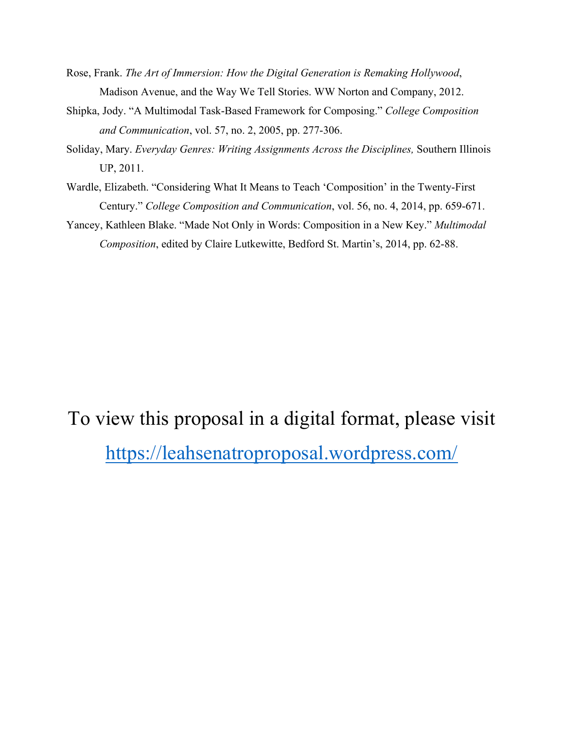Rose, Frank. *The Art of Immersion: How the Digital Generation is Remaking Hollywood*, Madison Avenue, and the Way We Tell Stories. WW Norton and Company, 2012.

Shipka, Jody. "A Multimodal Task-Based Framework for Composing." *College Composition and Communication*, vol. 57, no. 2, 2005, pp. 277-306.

Soliday, Mary. *Everyday Genres: Writing Assignments Across the Disciplines,* Southern Illinois UP, 2011.

Wardle, Elizabeth. "Considering What It Means to Teach 'Composition' in the Twenty-First Century." *College Composition and Communication*, vol. 56, no. 4, 2014, pp. 659-671.

Yancey, Kathleen Blake. "Made Not Only in Words: Composition in a New Key." *Multimodal Composition*, edited by Claire Lutkewitte, Bedford St. Martin's, 2014, pp. 62-88.

To view this proposal in a digital format, please visit [https://leahsenatroproposal.wordpress.com/](https://leahsenatroproposal.wordpress.com/)